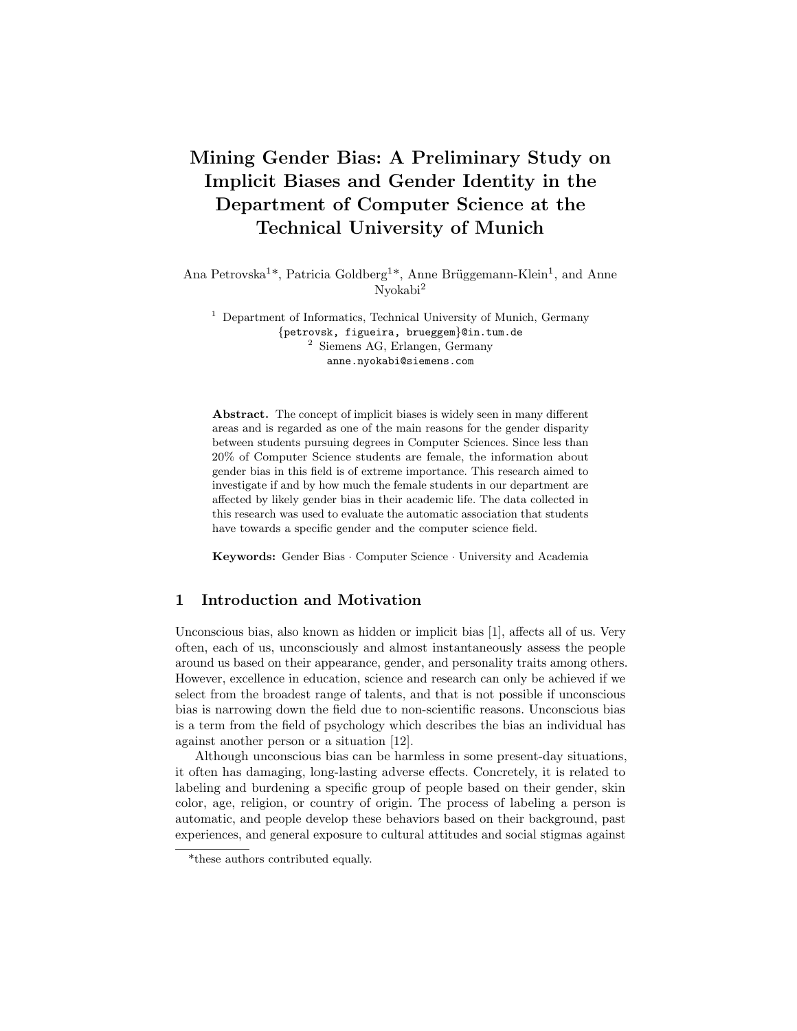# Mining Gender Bias: A Preliminary Study on Implicit Biases and Gender Identity in the Department of Computer Science at the Technical University of Munich

Ana Petrovska[1]*, Patricia Goldberg[1]*, Anne Brüggemann-Klein[1], and Anne Nyokabi[2]

[1] Department of Informatics, Technical University of Munich, Germany
{petrovsk, figueira, brueggem}@in.tum.de
[2] Siemens AG, Erlangen, Germany
anne.nyokabi@siemens.com

**Abstract.** The concept of implicit biases is widely seen in many different areas and is regarded as one of the main reasons for the gender disparity between students pursuing degrees in Computer Sciences. Since less than 20% of Computer Science students are female, the information about gender bias in this field is of extreme importance. This research aimed to investigate if and by how much the female students in our department are affected by likely gender bias in their academic life. The data collected in this research was used to evaluate the automatic association that students have towards a specific gender and the computer science field.

**Keywords:** Gender Bias · Computer Science · University and Academia

## 1 Introduction and Motivation

Unconscious bias, also known as hidden or implicit bias [1], affects all of us. Very often, each of us, unconsciously and almost instantaneously assess the people around us based on their appearance, gender, and personality traits among others. However, excellence in education, science and research can only be achieved if we select from the broadest range of talents, and that is not possible if unconscious bias is narrowing down the field due to non-scientific reasons. Unconscious bias is a term from the field of psychology which describes the bias an individual has against another person or a situation [12].

Although unconscious bias can be harmless in some present-day situations, it often has damaging, long-lasting adverse effects. Concretely, it is related to labeling and burdening a specific group of people based on their gender, skin color, age, religion, or country of origin. The process of labeling a person is automatic, and people develop these behaviors based on their background, past experiences, and general exposure to cultural attitudes and social stigmas against

*these authors contributed equally.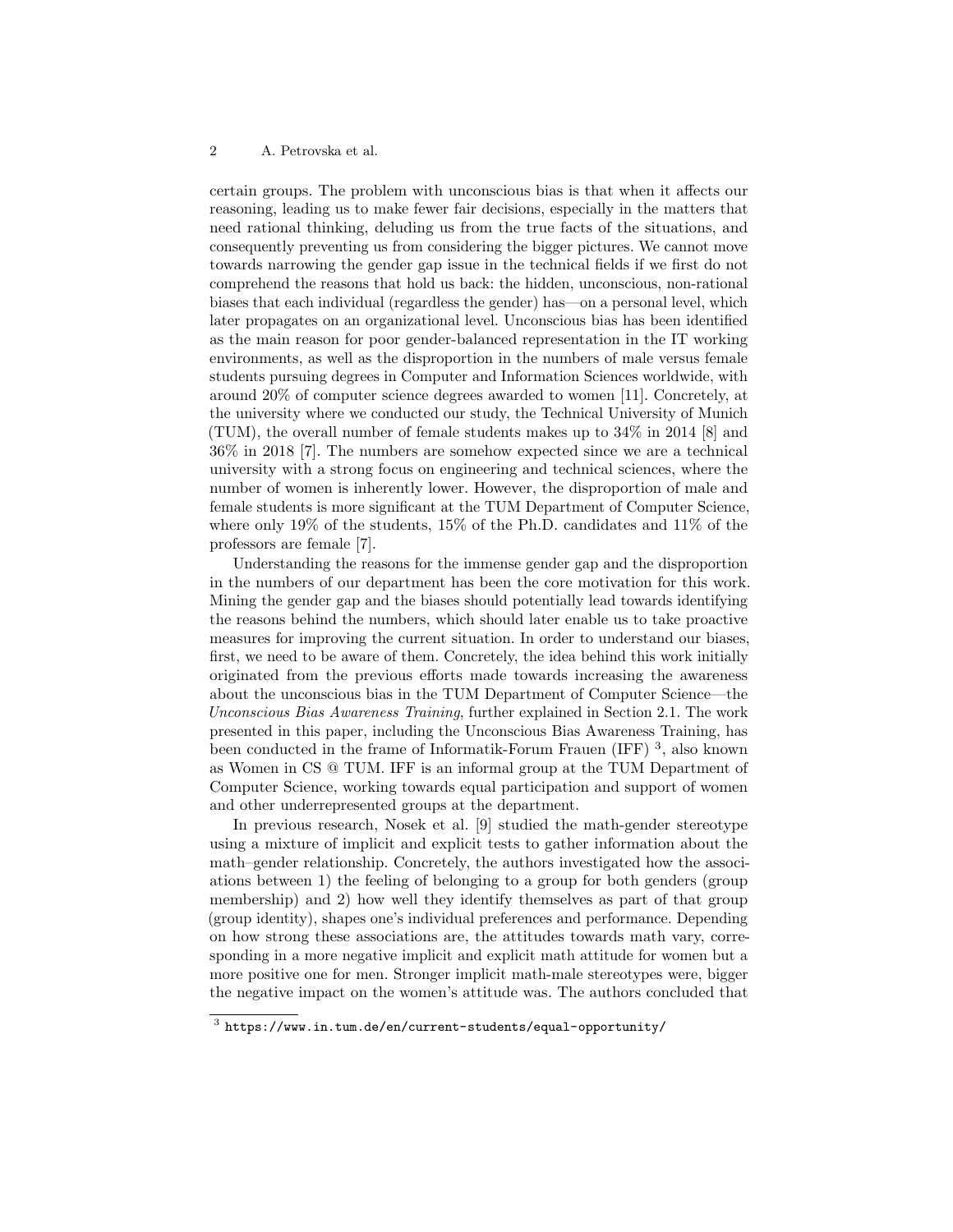certain groups. The problem with unconscious bias is that when it affects our reasoning, leading us to make fewer fair decisions, especially in the matters that need rational thinking, deluding us from the true facts of the situations, and consequently preventing us from considering the bigger pictures. We cannot move towards narrowing the gender gap issue in the technical fields if we first do not comprehend the reasons that hold us back: the hidden, unconscious, non-rational biases that each individual (regardless the gender) has—on a personal level, which later propagates on an organizational level. Unconscious bias has been identified as the main reason for poor gender-balanced representation in the IT working environments, as well as the disproportion in the numbers of male versus female students pursuing degrees in Computer and Information Sciences worldwide, with around 20% of computer science degrees awarded to women [11]. Concretely, at the university where we conducted our study, the Technical University of Munich (TUM), the overall number of female students makes up to 34% in 2014 [8] and 36% in 2018 [7]. The numbers are somehow expected since we are a technical university with a strong focus on engineering and technical sciences, where the number of women is inherently lower. However, the disproportion of male and female students is more significant at the TUM Department of Computer Science, where only 19% of the students, 15% of the Ph.D. candidates and 11% of the professors are female [7].

Understanding the reasons for the immense gender gap and the disproportion in the numbers of our department has been the core motivation for this work. Mining the gender gap and the biases should potentially lead towards identifying the reasons behind the numbers, which should later enable us to take proactive measures for improving the current situation. In order to understand our biases, first, we need to be aware of them. Concretely, the idea behind this work initially originated from the previous efforts made towards increasing the awareness about the unconscious bias in the TUM Department of Computer Science—the *Unconscious Bias Awareness Training*, further explained in Section 2.1. The work presented in this paper, including the Unconscious Bias Awareness Training, has been conducted in the frame of Informatik-Forum Frauen (IFF) [3], also known as Women in CS @ TUM. IFF is an informal group at the TUM Department of Computer Science, working towards equal participation and support of women and other underrepresented groups at the department.

In previous research, Nosek et al. [9] studied the math-gender stereotype using a mixture of implicit and explicit tests to gather information about the math–gender relationship. Concretely, the authors investigated how the associations between 1) the feeling of belonging to a group for both genders (group membership) and 2) how well they identify themselves as part of that group (group identity), shapes one's individual preferences and performance. Depending on how strong these associations are, the attitudes towards math vary, corresponding in a more negative implicit and explicit math attitude for women but a more positive one for men. Stronger implicit math-male stereotypes were, bigger the negative impact on the women's attitude was. The authors concluded that

[3] https://www.in.tum.de/en/current-students/equal-opportunity/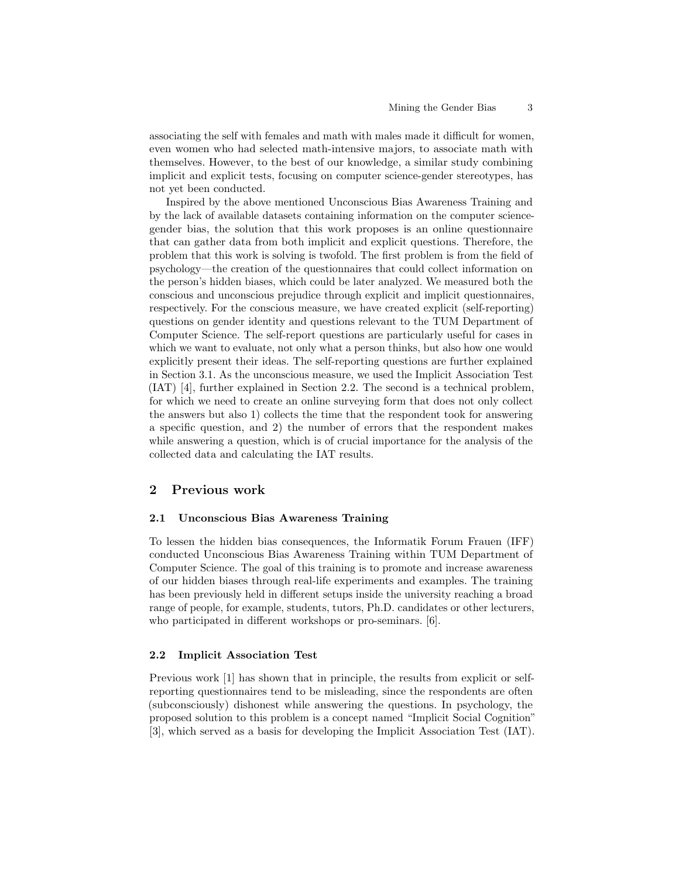associating the self with females and math with males made it difficult for women, even women who had selected math-intensive majors, to associate math with themselves. However, to the best of our knowledge, a similar study combining implicit and explicit tests, focusing on computer science-gender stereotypes, has not yet been conducted.

Inspired by the above mentioned Unconscious Bias Awareness Training and by the lack of available datasets containing information on the computer science-gender bias, the solution that this work proposes is an online questionnaire that can gather data from both implicit and explicit questions. Therefore, the problem that this work is solving is twofold. The first problem is from the field of psychology—the creation of the questionnaires that could collect information on the person's hidden biases, which could be later analyzed. We measured both the conscious and unconscious prejudice through explicit and implicit questionnaires, respectively. For the conscious measure, we have created explicit (self-reporting) questions on gender identity and questions relevant to the TUM Department of Computer Science. The self-report questions are particularly useful for cases in which we want to evaluate, not only what a person thinks, but also how one would explicitly present their ideas. The self-reporting questions are further explained in Section 3.1. As the unconscious measure, we used the Implicit Association Test (IAT) [4], further explained in Section 2.2. The second is a technical problem, for which we need to create an online surveying form that does not only collect the answers but also 1) collects the time that the respondent took for answering a specific question, and 2) the number of errors that the respondent makes while answering a question, which is of crucial importance for the analysis of the collected data and calculating the IAT results.

## 2 Previous work

### 2.1 Unconscious Bias Awareness Training

To lessen the hidden bias consequences, the Informatik Forum Frauen (IFF) conducted Unconscious Bias Awareness Training within TUM Department of Computer Science. The goal of this training is to promote and increase awareness of our hidden biases through real-life experiments and examples. The training has been previously held in different setups inside the university reaching a broad range of people, for example, students, tutors, Ph.D. candidates or other lecturers, who participated in different workshops or pro-seminars. [6].

### 2.2 Implicit Association Test

Previous work [1] has shown that in principle, the results from explicit or self-reporting questionnaires tend to be misleading, since the respondents are often (subconsciously) dishonest while answering the questions. In psychology, the proposed solution to this problem is a concept named "Implicit Social Cognition" [3], which served as a basis for developing the Implicit Association Test (IAT).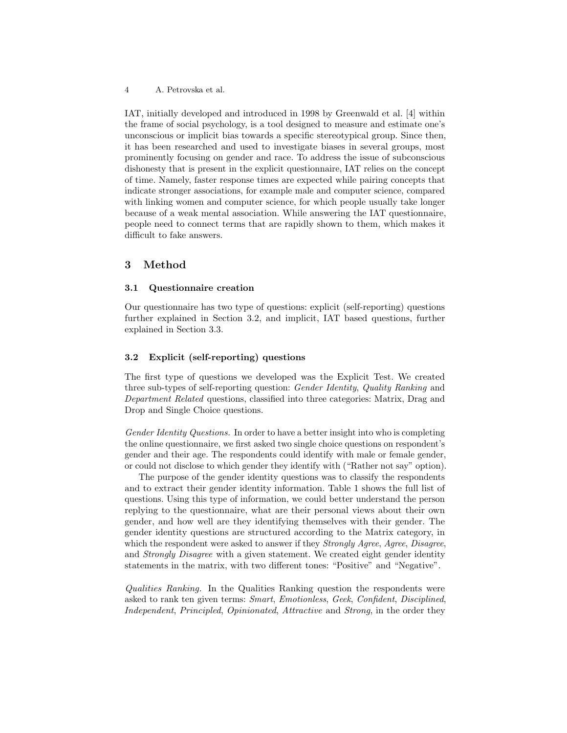IAT, initially developed and introduced in 1998 by Greenwald et al. [4] within the frame of social psychology, is a tool designed to measure and estimate one's unconscious or implicit bias towards a specific stereotypical group. Since then, it has been researched and used to investigate biases in several groups, most prominently focusing on gender and race. To address the issue of subconscious dishonesty that is present in the explicit questionnaire, IAT relies on the concept of time. Namely, faster response times are expected while pairing concepts that indicate stronger associations, for example male and computer science, compared with linking women and computer science, for which people usually take longer because of a weak mental association. While answering the IAT questionnaire, people need to connect terms that are rapidly shown to them, which makes it difficult to fake answers.

## 3 Method

### 3.1 Questionnaire creation

Our questionnaire has two type of questions: explicit (self-reporting) questions further explained in Section 3.2, and implicit, IAT based questions, further explained in Section 3.3.

### 3.2 Explicit (self-reporting) questions

The first type of questions we developed was the Explicit Test. We created three sub-types of self-reporting question: *Gender Identity*, *Quality Ranking* and *Department Related* questions, classified into three categories: Matrix, Drag and Drop and Single Choice questions.

*Gender Identity Questions.* In order to have a better insight into who is completing the online questionnaire, we first asked two single choice questions on respondent's gender and their age. The respondents could identify with male or female gender, or could not disclose to which gender they identify with ("Rather not say" option).

The purpose of the gender identity questions was to classify the respondents and to extract their gender identity information. Table 1 shows the full list of questions. Using this type of information, we could better understand the person replying to the questionnaire, what are their personal views about their own gender, and how well are they identifying themselves with their gender. The gender identity questions are structured according to the Matrix category, in which the respondent were asked to answer if they *Strongly Agree*, *Agree*, *Disagree*, and *Strongly Disagree* with a given statement. We created eight gender identity statements in the matrix, with two different tones: "Positive" and "Negative".

*Qualities Ranking.* In the Qualities Ranking question the respondents were asked to rank ten given terms: *Smart*, *Emotionless*, *Geek*, *Confident*, *Disciplined*, *Independent*, *Principled*, *Opinionated*, *Attractive* and *Strong*, in the order they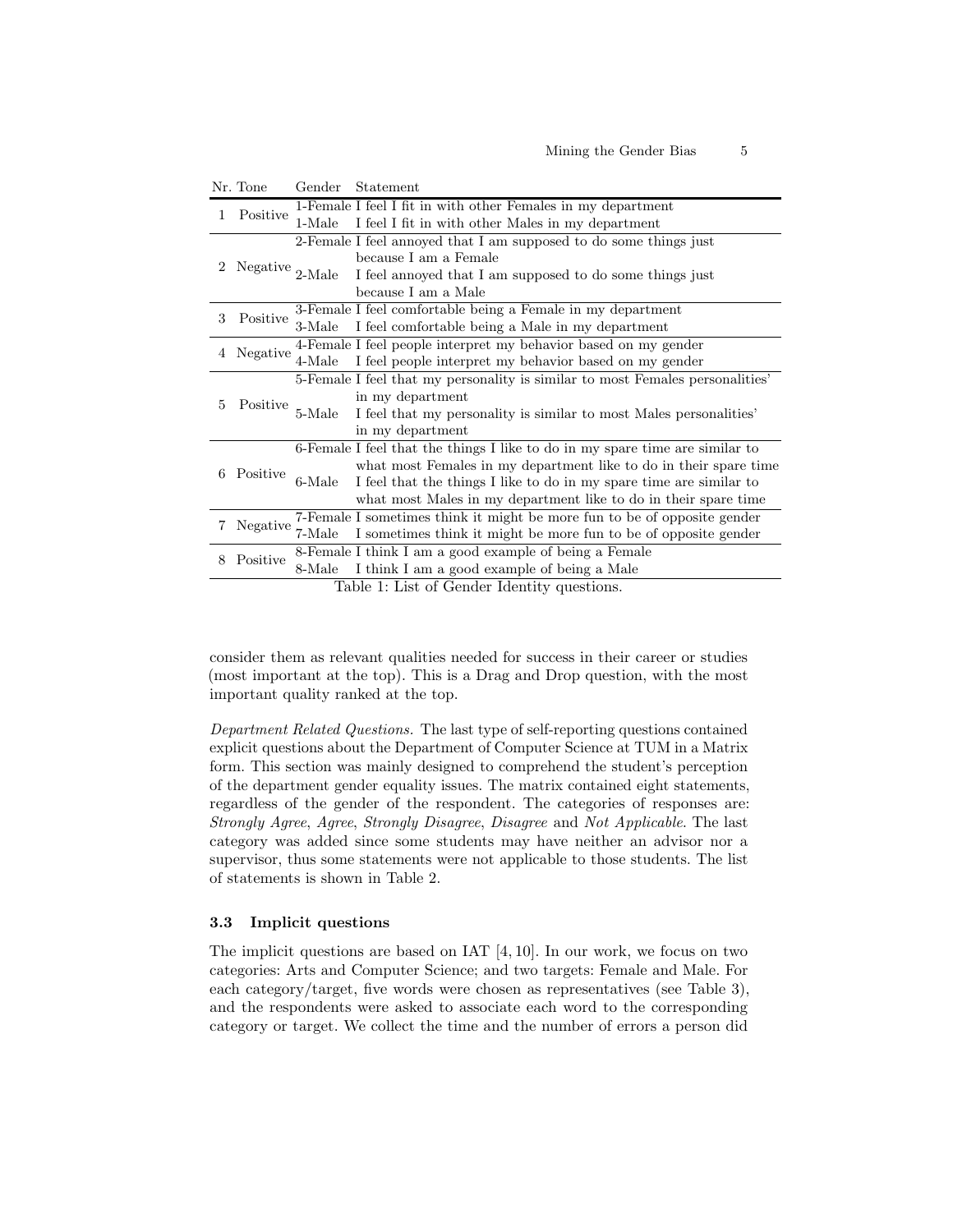| Nr. | Tone | Gender | Statement |
|---|---|---|---|
| 1 | Positive | 1-Female | I feel I fit in with other Females in my department |
| | | 1-Male | I feel I fit in with other Males in my department |
| 2 | Negative | 2-Female | I feel annoyed that I am supposed to do some things just because I am a Female |
| | | 2-Male | I feel annoyed that I am supposed to do some things just because I am a Male |
| 3 | Positive | 3-Female | I feel comfortable being a Female in my department |
| | | 3-Male | I feel comfortable being a Male in my department |
| 4 | Negative | 4-Female | I feel people interpret my behavior based on my gender |
| | | 4-Male | I feel people interpret my behavior based on my gender |
| 5 | Positive | 5-Female | I feel that my personality is similar to most Females personalities' in my department |
| | | 5-Male | I feel that my personality is similar to most Males personalities' in my department |
| 6 | Positive | 6-Female | I feel that the things I like to do in my spare time are similar to what most Females in my department like to do in their spare time |
| | | 6-Male | I feel that the things I like to do in my spare time are similar to what most Males in my department like to do in their spare time |
| 7 | Negative | 7-Female | I sometimes think it might be more fun to be of opposite gender |
| | | 7-Male | I sometimes think it might be more fun to be of opposite gender |
| 8 | Positive | 8-Female | I think I am a good example of being a Female |
| | | 8-Male | I think I am a good example of being a Male |

Table 1: List of Gender Identity questions.

consider them as relevant qualities needed for success in their career or studies (most important at the top). This is a Drag and Drop question, with the most important quality ranked at the top.

*Department Related Questions.* The last type of self-reporting questions contained explicit questions about the Department of Computer Science at TUM in a Matrix form. This section was mainly designed to comprehend the student's perception of the department gender equality issues. The matrix contained eight statements, regardless of the gender of the respondent. The categories of responses are: *Strongly Agree*, *Agree*, *Strongly Disagree*, *Disagree* and *Not Applicable*. The last category was added since some students may have neither an advisor nor a supervisor, thus some statements were not applicable to those students. The list of statements is shown in Table 2.

### 3.3 Implicit questions

The implicit questions are based on IAT [4, 10]. In our work, we focus on two categories: Arts and Computer Science; and two targets: Female and Male. For each category/target, five words were chosen as representatives (see Table 3), and the respondents were asked to associate each word to the corresponding category or target. We collect the time and the number of errors a person did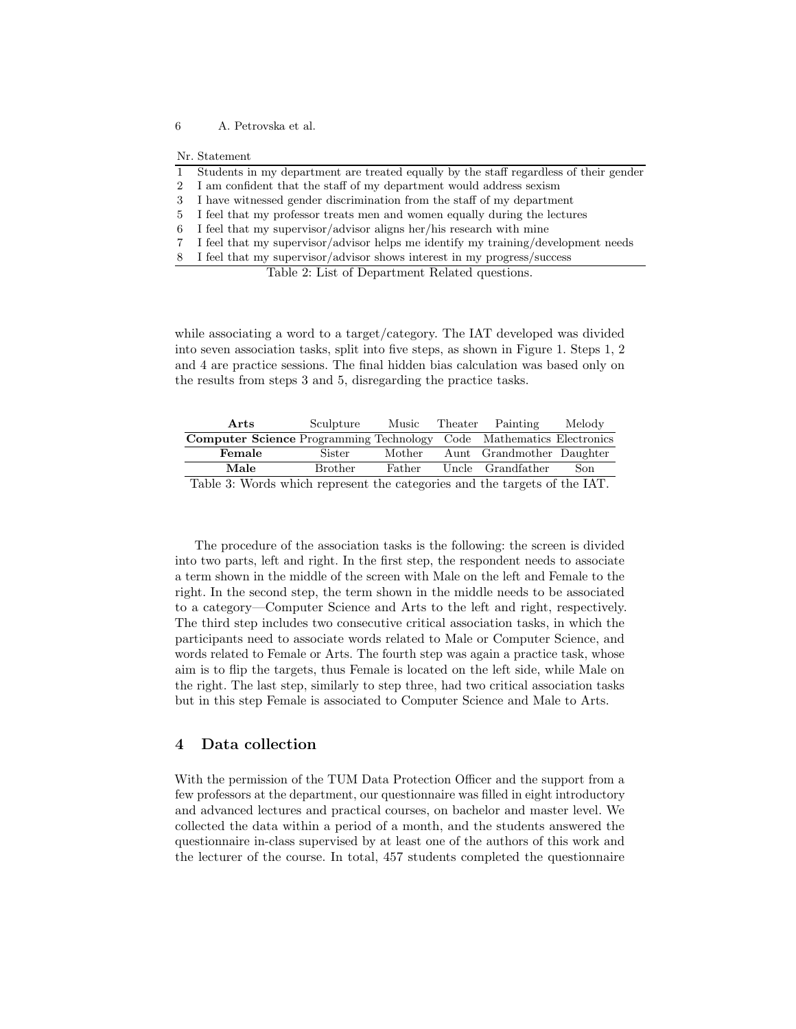| Nr. | Statement |
|---|---|
| 1 | Students in my department are treated equally by the staff regardless of their gender |
| 2 | I am confident that the staff of my department would address sexism |
| 3 | I have witnessed gender discrimination from the staff of my department |
| 5 | I feel that my professor treats men and women equally during the lectures |
| 6 | I feel that my supervisor/advisor aligns her/his research with mine |
| 7 | I feel that my supervisor/advisor helps me identify my training/development needs |
| 8 | I feel that my supervisor/advisor shows interest in my progress/success |

Table 2: List of Department Related questions.

while associating a word to a target/category. The IAT developed was divided into seven association tasks, split into five steps, as shown in Figure 1. Steps 1, 2 and 4 are practice sessions. The final hidden bias calculation was based only on the results from steps 3 and 5, disregarding the practice tasks.

| | | | | | |
|---|---|---|---|---|---|
| **Arts** | Sculpture | Music | Theater | Painting | Melody |
| **Computer Science** | Programming | Technology | Code | Mathematics | Electronics |
| **Female** | Sister | Mother | Aunt | Grandmother | Daughter |
| **Male** | Brother | Father | Uncle | Grandfather | Son |

Table 3: Words which represent the categories and the targets of the IAT.

The procedure of the association tasks is the following: the screen is divided into two parts, left and right. In the first step, the respondent needs to associate a term shown in the middle of the screen with Male on the left and Female to the right. In the second step, the term shown in the middle needs to be associated to a category—Computer Science and Arts to the left and right, respectively. The third step includes two consecutive critical association tasks, in which the participants need to associate words related to Male or Computer Science, and words related to Female or Arts. The fourth step was again a practice task, whose aim is to flip the targets, thus Female is located on the left side, while Male on the right. The last step, similarly to step three, had two critical association tasks but in this step Female is associated to Computer Science and Male to Arts.

## 4 Data collection

With the permission of the TUM Data Protection Officer and the support from a few professors at the department, our questionnaire was filled in eight introductory and advanced lectures and practical courses, on bachelor and master level. We collected the data within a period of a month, and the students answered the questionnaire in-class supervised by at least one of the authors of this work and the lecturer of the course. In total, 457 students completed the questionnaire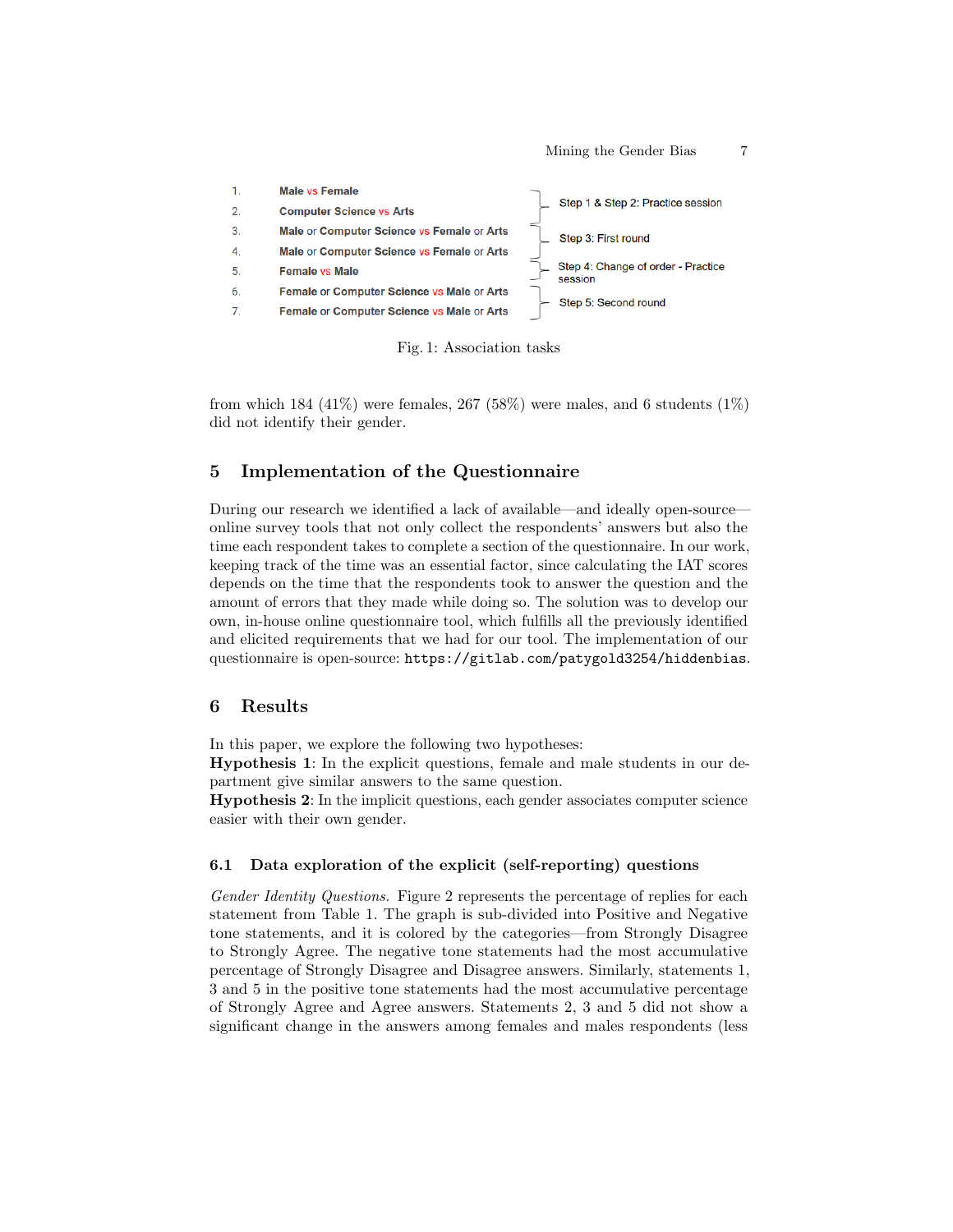| | | |
|---|---|---|
| 1. | Male vs Female | Step 1 & Step 2: Practice session |
| 2. | Computer Science vs Arts | |
| 3. | Male or Computer Science vs Female or Arts | Step 3: First round |
| 4. | Male or Computer Science vs Female or Arts | |
| 5. | Female vs Male | Step 4: Change of order - Practice session |
| 6. | Female or Computer Science vs Male or Arts | Step 5: Second round |
| 7. | Female or Computer Science vs Male or Arts | |

Fig. 1: Association tasks

from which 184 (41%) were females, 267 (58%) were males, and 6 students (1%) did not identify their gender.

## 5 Implementation of the Questionnaire

During our research we identified a lack of available—and ideally open-source—online survey tools that not only collect the respondents' answers but also the time each respondent takes to complete a section of the questionnaire. In our work, keeping track of the time was an essential factor, since calculating the IAT scores depends on the time that the respondents took to answer the question and the amount of errors that they made while doing so. The solution was to develop our own, in-house online questionnaire tool, which fulfills all the previously identified and elicited requirements that we had for our tool. The implementation of our questionnaire is open-source: `https://gitlab.com/patygold3254/hiddenbias`.

## 6 Results

In this paper, we explore the following two hypotheses:
**Hypothesis 1**: In the explicit questions, female and male students in our department give similar answers to the same question.
**Hypothesis 2**: In the implicit questions, each gender associates computer science easier with their own gender.

### 6.1 Data exploration of the explicit (self-reporting) questions

*Gender Identity Questions.* Figure 2 represents the percentage of replies for each statement from Table 1. The graph is sub-divided into Positive and Negative tone statements, and it is colored by the categories—from Strongly Disagree to Strongly Agree. The negative tone statements had the most accumulative percentage of Strongly Disagree and Disagree answers. Similarly, statements 1, 3 and 5 in the positive tone statements had the most accumulative percentage of Strongly Agree and Agree answers. Statements 2, 3 and 5 did not show a significant change in the answers among females and males respondents (less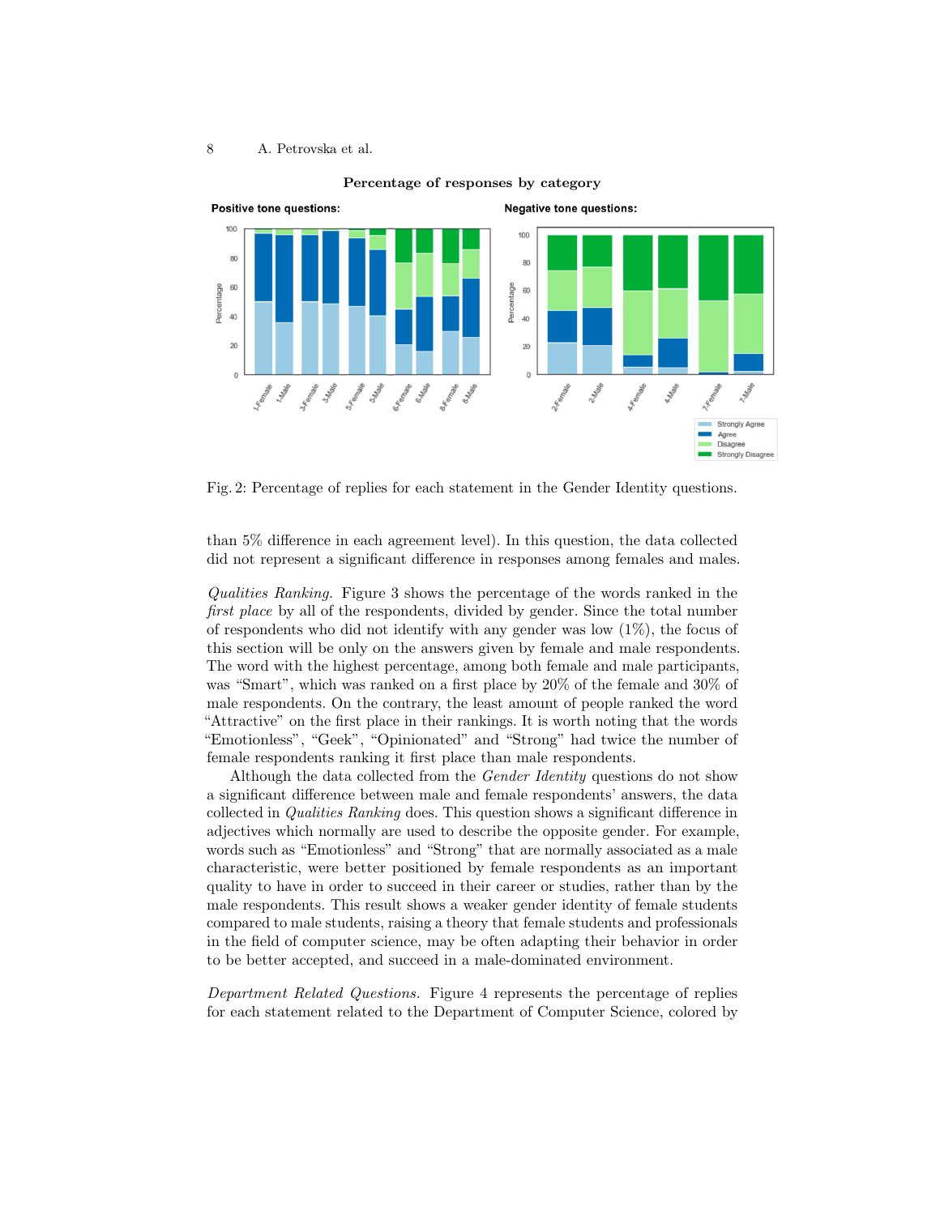Percentage of responses by category

Positive tone questions:

Negative tone questions:

Percentage

100
80
60
40
20
0

1-Female
1-Male
3-Female
3-Male
5-Female
5-Male
6-Female
6-Male
8-Female
8-Male

2-Female
2-Male
4-Female
4-Male
7-Female
7-Male

Strongly Agree
Agree
Disagree
Strongly Disagree

Fig. 2: Percentage of replies for each statement in the Gender Identity questions.

than 5% difference in each agreement level). In this question, the data collected did not represent a significant difference in responses among females and males.

*Qualities Ranking.* Figure 3 shows the percentage of the words ranked in the *first place* by all of the respondents, divided by gender. Since the total number of respondents who did not identify with any gender was low (1%), the focus of this section will be only on the answers given by female and male respondents. The word with the highest percentage, among both female and male participants, was "Smart", which was ranked on a first place by 20% of the female and 30% of male respondents. On the contrary, the least amount of people ranked the word "Attractive" on the first place in their rankings. It is worth noting that the words "Emotionless", "Geek", "Opinionated" and "Strong" had twice the number of female respondents ranking it first place than male respondents.

Although the data collected from the *Gender Identity* questions do not show a significant difference between male and female respondents' answers, the data collected in *Qualities Ranking* does. This question shows a significant difference in adjectives which normally are used to describe the opposite gender. For example, words such as "Emotionless" and "Strong" that are normally associated as a male characteristic, were better positioned by female respondents as an important quality to have in order to succeed in their career or studies, rather than by the male respondents. This result shows a weaker gender identity of female students compared to male students, raising a theory that female students and professionals in the field of computer science, may be often adapting their behavior in order to be better accepted, and succeed in a male-dominated environment.

*Department Related Questions.* Figure 4 represents the percentage of replies for each statement related to the Department of Computer Science, colored by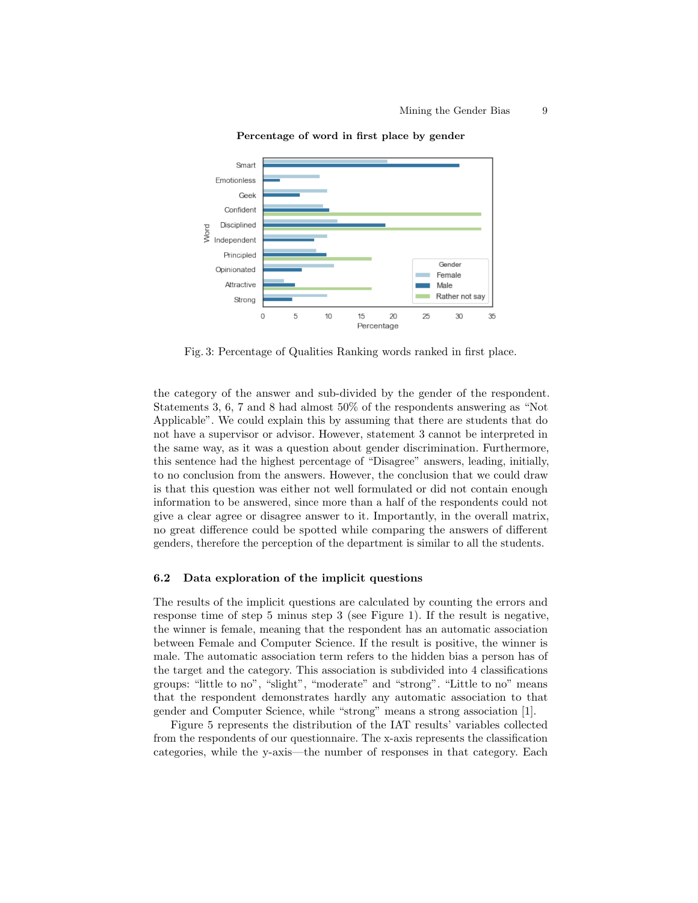Fig. 3: Percentage of Qualities Ranking words ranked in first place.

the category of the answer and sub-divided by the gender of the respondent. Statements 3, 6, 7 and 8 had almost 50% of the respondents answering as "Not Applicable". We could explain this by assuming that there are students that do not have a supervisor or advisor. However, statement 3 cannot be interpreted in the same way, as it was a question about gender discrimination. Furthermore, this sentence had the highest percentage of "Disagree" answers, leading, initially, to no conclusion from the answers. However, the conclusion that we could draw is that this question was either not well formulated or did not contain enough information to be answered, since more than a half of the respondents could not give a clear agree or disagree answer to it. Importantly, in the overall matrix, no great difference could be spotted while comparing the answers of different genders, therefore the perception of the department is similar to all the students.

### 6.2 Data exploration of the implicit questions

The results of the implicit questions are calculated by counting the errors and response time of step 5 minus step 3 (see Figure 1). If the result is negative, the winner is female, meaning that the respondent has an automatic association between Female and Computer Science. If the result is positive, the winner is male. The automatic association term refers to the hidden bias a person has of the target and the category. This association is subdivided into 4 classifications groups: "little to no", "slight", "moderate" and "strong". "Little to no" means that the respondent demonstrates hardly any automatic association to that gender and Computer Science, while "strong" means a strong association [1].

Figure 5 represents the distribution of the IAT results' variables collected from the respondents of our questionnaire. The x-axis represents the classification categories, while the y-axis—the number of responses in that category. Each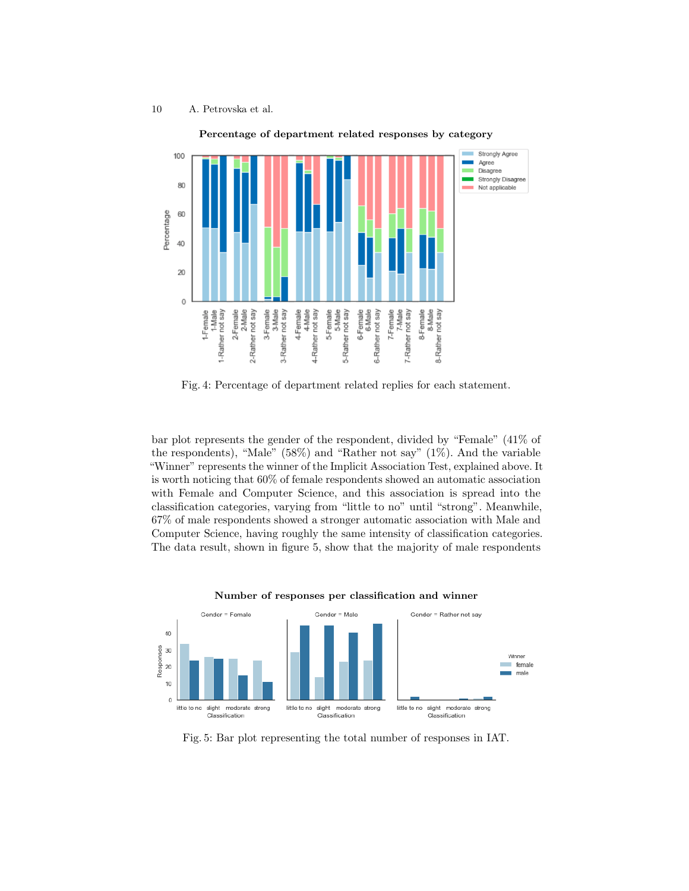Fig. 4: Percentage of department related replies for each statement.

bar plot represents the gender of the respondent, divided by "Female" (41% of the respondents), "Male" (58%) and "Rather not say" (1%). And the variable "Winner" represents the winner of the Implicit Association Test, explained above. It is worth noticing that 60% of female respondents showed an automatic association with Female and Computer Science, and this association is spread into the classification categories, varying from "little to no" until "strong". Meanwhile, 67% of male respondents showed a stronger automatic association with Male and Computer Science, having roughly the same intensity of classification categories. The data result, shown in figure 5, show that the majority of male respondents

Fig. 5: Bar plot representing the total number of responses in IAT.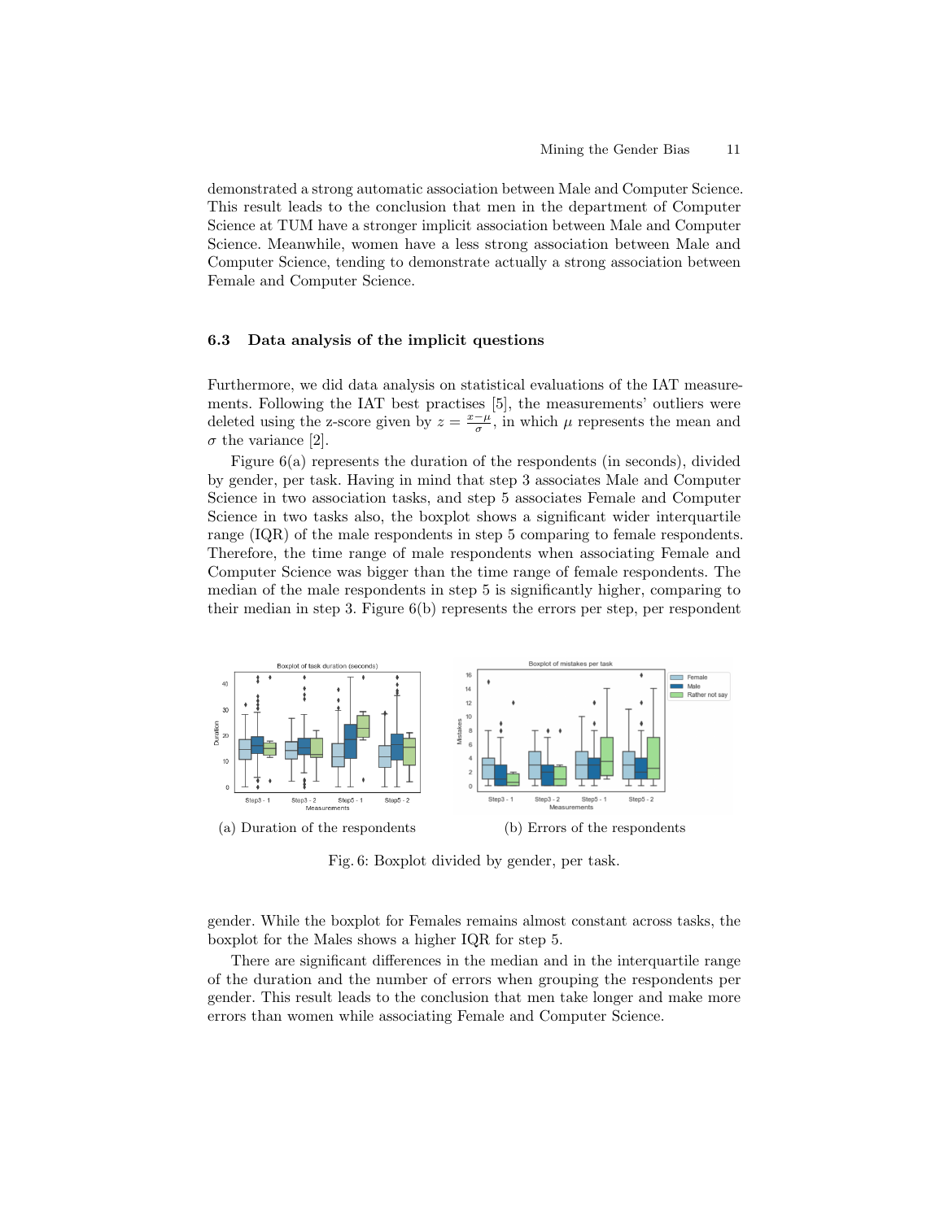demonstrated a strong automatic association between Male and Computer Science. This result leads to the conclusion that men in the department of Computer Science at TUM have a stronger implicit association between Male and Computer Science. Meanwhile, women have a less strong association between Male and Computer Science, tending to demonstrate actually a strong association between Female and Computer Science.

### 6.3 Data analysis of the implicit questions

Furthermore, we did data analysis on statistical evaluations of the IAT measurements. Following the IAT best practises [5], the measurements' outliers were deleted using the z-score given by $z = \frac{x-\mu}{\sigma}$, in which $\mu$ represents the mean and $\sigma$ the variance [2].

Figure 6(a) represents the duration of the respondents (in seconds), divided by gender, per task. Having in mind that step 3 associates Male and Computer Science in two association tasks, and step 5 associates Female and Computer Science in two tasks also, the boxplot shows a significant wider interquartile range (IQR) of the male respondents in step 5 comparing to female respondents. Therefore, the time range of male respondents when associating Female and Computer Science was bigger than the time range of female respondents. The median of the male respondents in step 5 is significantly higher, comparing to their median in step 3. Figure 6(b) represents the errors per step, per respondent

(a) Duration of the respondents

(b) Errors of the respondents

Fig. 6: Boxplot divided by gender, per task.

gender. While the boxplot for Females remains almost constant across tasks, the boxplot for the Males shows a higher IQR for step 5.

There are significant differences in the median and in the interquartile range of the duration and the number of errors when grouping the respondents per gender. This result leads to the conclusion that men take longer and make more errors than women while associating Female and Computer Science.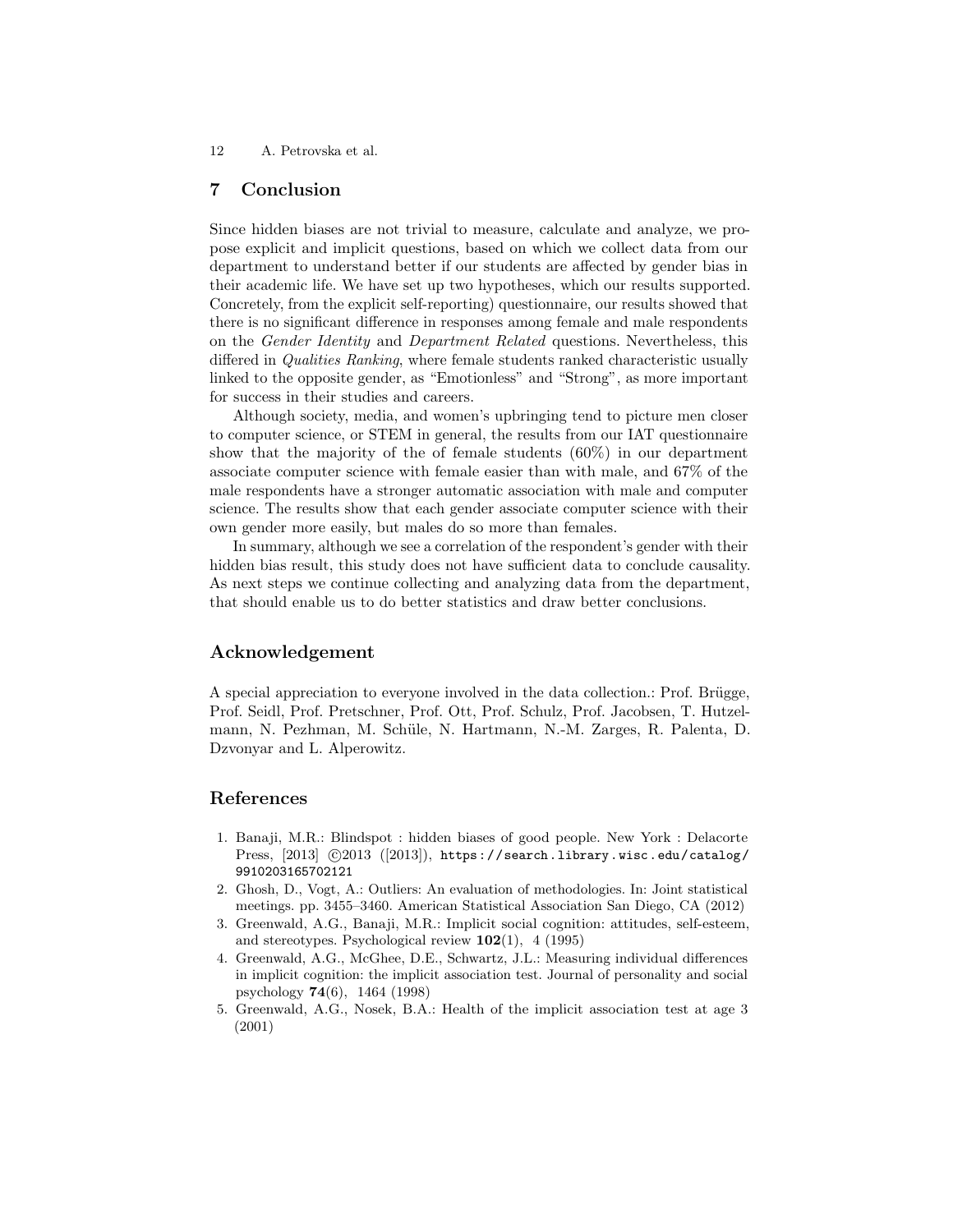## 7 Conclusion

Since hidden biases are not trivial to measure, calculate and analyze, we propose explicit and implicit questions, based on which we collect data from our department to understand better if our students are affected by gender bias in their academic life. We have set up two hypotheses, which our results supported. Concretely, from the explicit self-reporting) questionnaire, our results showed that there is no significant difference in responses among female and male respondents on the *Gender Identity* and *Department Related* questions. Nevertheless, this differed in *Qualities Ranking*, where female students ranked characteristic usually linked to the opposite gender, as "Emotionless" and "Strong", as more important for success in their studies and careers.

Although society, media, and women's upbringing tend to picture men closer to computer science, or STEM in general, the results from our IAT questionnaire show that the majority of the of female students (60%) in our department associate computer science with female easier than with male, and 67% of the male respondents have a stronger automatic association with male and computer science. The results show that each gender associate computer science with their own gender more easily, but males do so more than females.

In summary, although we see a correlation of the respondent's gender with their hidden bias result, this study does not have sufficient data to conclude causality. As next steps we continue collecting and analyzing data from the department, that should enable us to do better statistics and draw better conclusions.

## Acknowledgement

A special appreciation to everyone involved in the data collection.: Prof. Brügge, Prof. Seidl, Prof. Pretschner, Prof. Ott, Prof. Schulz, Prof. Jacobsen, T. Hutzelmann, N. Pezhman, M. Schüle, N. Hartmann, N.-M. Zarges, R. Palenta, D. Dzvonyar and L. Alperowitz.

## References

1. Banaji, M.R.: Blindspot : hidden biases of good people. New York : Delacorte Press, [2013] ©2013 ([2013]), `https://search.library.wisc.edu/catalog/9910203165702121`
2. Ghosh, D., Vogt, A.: Outliers: An evaluation of methodologies. In: Joint statistical meetings. pp. 3455–3460. American Statistical Association San Diego, CA (2012)
3. Greenwald, A.G., Banaji, M.R.: Implicit social cognition: attitudes, self-esteem, and stereotypes. Psychological review **102**(1), 4 (1995)
4. Greenwald, A.G., McGhee, D.E., Schwartz, J.L.: Measuring individual differences in implicit cognition: the implicit association test. Journal of personality and social psychology **74**(6), 1464 (1998)
5. Greenwald, A.G., Nosek, B.A.: Health of the implicit association test at age 3 (2001)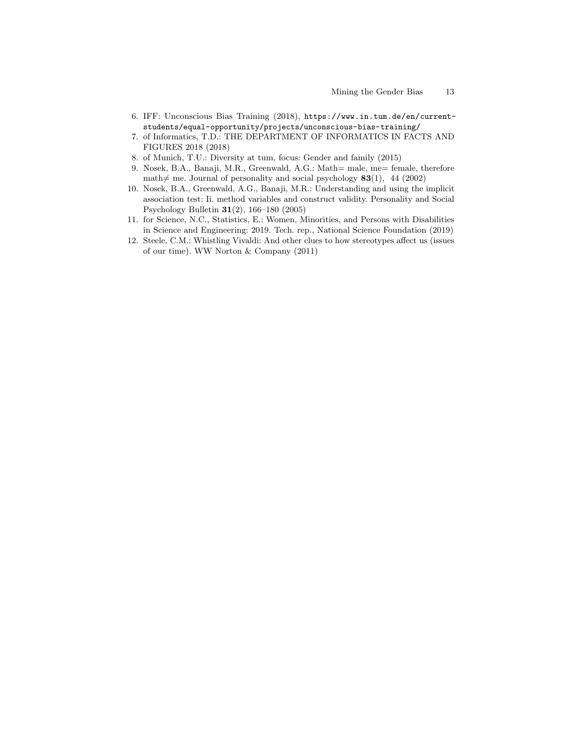6. IFF: Unconscious Bias Training (2018), https://www.in.tum.de/en/current-students/equal-opportunity/projects/unconscious-bias-training/
7. of Informatics, T.D.: THE DEPARTMENT OF INFORMATICS IN FACTS AND FIGURES 2018 (2018)
8. of Munich, T.U.: Diversity at tum, focus: Gender and family (2015)
9. Nosek, B.A., Banaji, M.R., Greenwald, A.G.: Math= male, me= female, therefore math$\neq$ me. Journal of personality and social psychology **83**(1), 44 (2002)
10. Nosek, B.A., Greenwald, A.G., Banaji, M.R.: Understanding and using the implicit association test: Ii. method variables and construct validity. Personality and Social Psychology Bulletin **31**(2), 166–180 (2005)
11. for Science, N.C., Statistics, E.: Women, Minorities, and Persons with Disabilities in Science and Engineering: 2019. Tech. rep., National Science Foundation (2019)
12. Steele, C.M.: Whistling Vivaldi: And other clues to how stereotypes affect us (issues of our time). WW Norton & Company (2011)